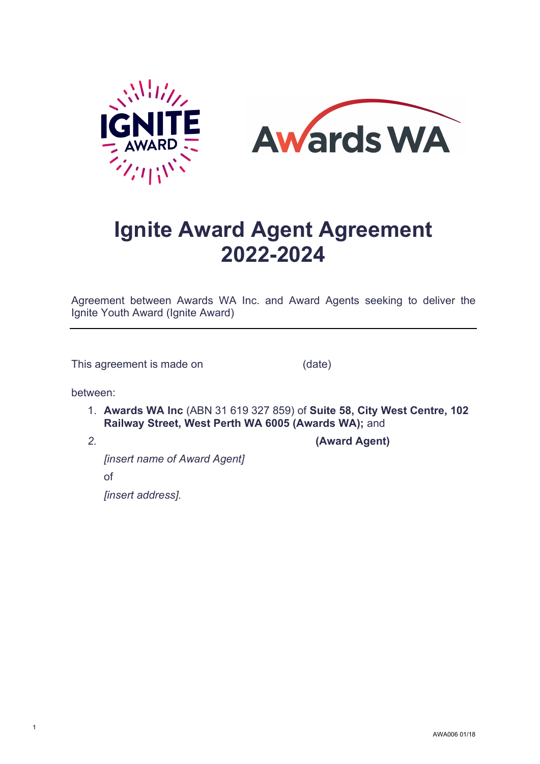# Ignite Award Agent Agreement 2022-2024

Agreement between Awards WA Inc. and Award Agents seeking to deliver the Ignite Youth Award (Ignite Award)

---

This agreement is made on (date)

between:

1. **Awards WA Inc** (ABN 31 619 327 859) of **Suite 58, City West Centre, 102 Railway Street, West Perth WA 6005 (Awards WA);** and
2. **(Award Agent)**

   *[insert name of Award Agent]*

   of

   *[insert address].*

AWA006 01/18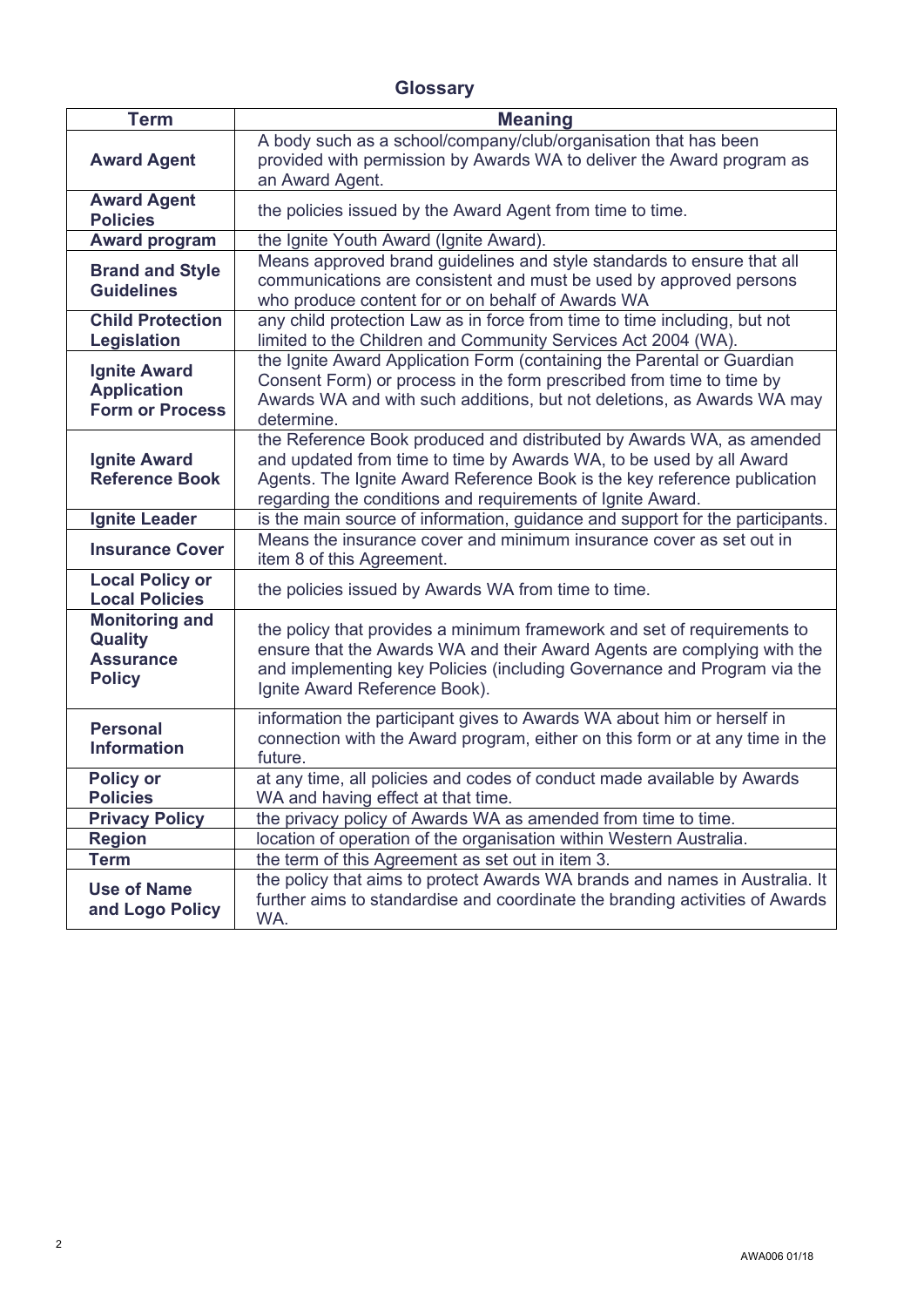## Glossary

| Term | Meaning |
| --- | --- |
| **Award Agent** | A body such as a school/company/club/organisation that has been provided with permission by Awards WA to deliver the Award program as an Award Agent. |
| **Award Agent Policies** | the policies issued by the Award Agent from time to time. |
| **Award program** | the Ignite Youth Award (Ignite Award). |
| **Brand and Style Guidelines** | Means approved brand guidelines and style standards to ensure that all communications are consistent and must be used by approved persons who produce content for or on behalf of Awards WA |
| **Child Protection Legislation** | any child protection Law as in force from time to time including, but not limited to the Children and Community Services Act 2004 (WA). |
| **Ignite Award Application Form or Process** | the Ignite Award Application Form (containing the Parental or Guardian Consent Form) or process in the form prescribed from time to time by Awards WA and with such additions, but not deletions, as Awards WA may determine. |
| **Ignite Award Reference Book** | the Reference Book produced and distributed by Awards WA, as amended and updated from time to time by Awards WA, to be used by all Award Agents. The Ignite Award Reference Book is the key reference publication regarding the conditions and requirements of Ignite Award. |
| **Ignite Leader** | is the main source of information, guidance and support for the participants. |
| **Insurance Cover** | Means the insurance cover and minimum insurance cover as set out in item 8 of this Agreement. |
| **Local Policy or Local Policies** | the policies issued by Awards WA from time to time. |
| **Monitoring and Quality Assurance Policy** | the policy that provides a minimum framework and set of requirements to ensure that the Awards WA and their Award Agents are complying with the and implementing key Policies (including Governance and Program via the Ignite Award Reference Book). |
| **Personal Information** | information the participant gives to Awards WA about him or herself in connection with the Award program, either on this form or at any time in the future. |
| **Policy or Policies** | at any time, all policies and codes of conduct made available by Awards WA and having effect at that time. |
| **Privacy Policy** | the privacy policy of Awards WA as amended from time to time. |
| **Region** | location of operation of the organisation within Western Australia. |
| **Term** | the term of this Agreement as set out in item 3. |
| **Use of Name and Logo Policy** | the policy that aims to protect Awards WA brands and names in Australia. It further aims to standardise and coordinate the branding activities of Awards WA. |

AWA006 01/18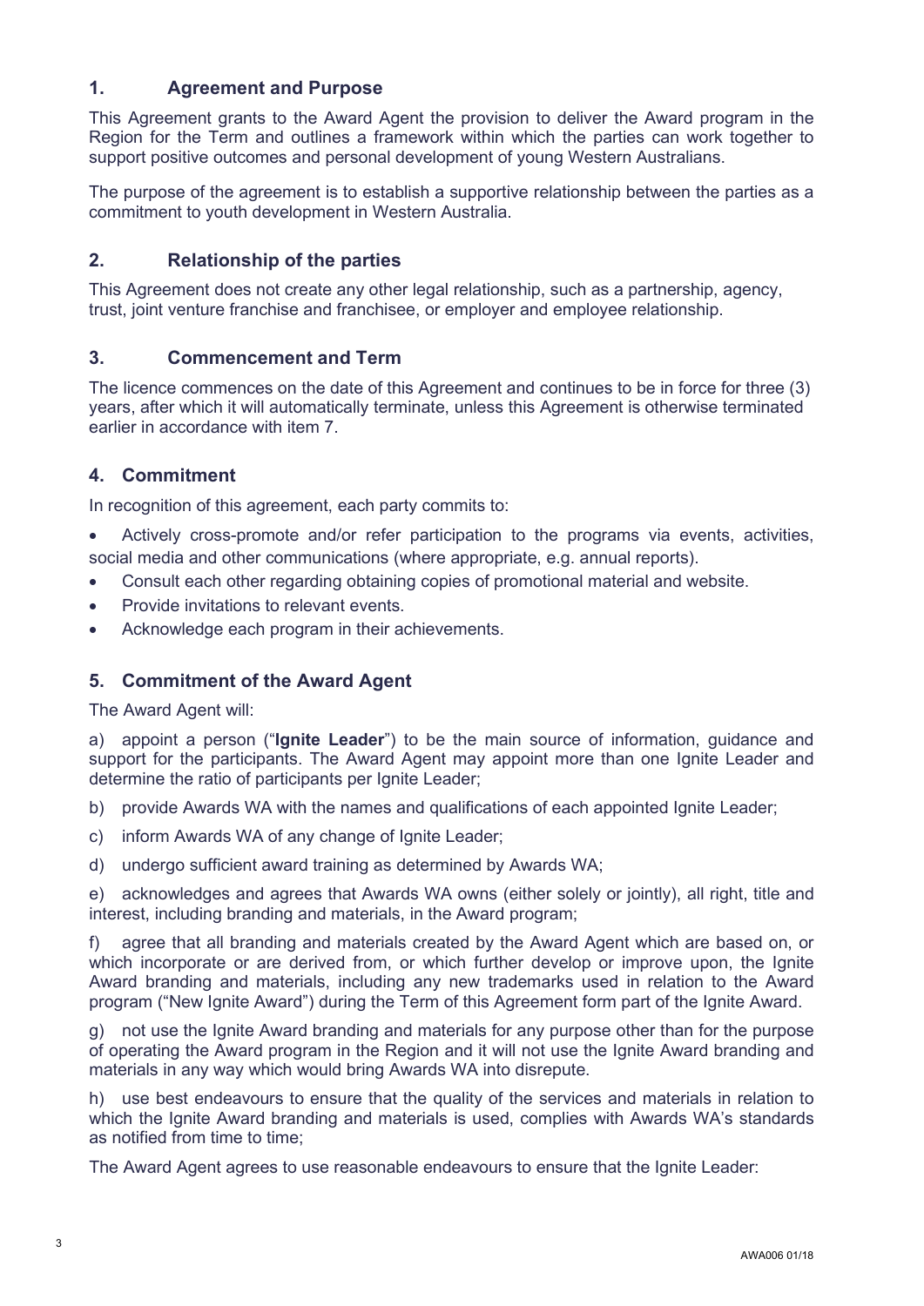## 1. Agreement and Purpose

This Agreement grants to the Award Agent the provision to deliver the Award program in the Region for the Term and outlines a framework within which the parties can work together to support positive outcomes and personal development of young Western Australians.

The purpose of the agreement is to establish a supportive relationship between the parties as a commitment to youth development in Western Australia.

## 2. Relationship of the parties

This Agreement does not create any other legal relationship, such as a partnership, agency, trust, joint venture franchise and franchisee, or employer and employee relationship.

## 3. Commencement and Term

The licence commences on the date of this Agreement and continues to be in force for three (3) years, after which it will automatically terminate, unless this Agreement is otherwise terminated earlier in accordance with item 7.

## 4. Commitment

In recognition of this agreement, each party commits to:

- Actively cross-promote and/or refer participation to the programs via events, activities, social media and other communications (where appropriate, e.g. annual reports).
- Consult each other regarding obtaining copies of promotional material and website.
- Provide invitations to relevant events.
- Acknowledge each program in their achievements.

## 5. Commitment of the Award Agent

The Award Agent will:

a) appoint a person ("**Ignite Leader**") to be the main source of information, guidance and support for the participants. The Award Agent may appoint more than one Ignite Leader and determine the ratio of participants per Ignite Leader;

b) provide Awards WA with the names and qualifications of each appointed Ignite Leader;

c) inform Awards WA of any change of Ignite Leader;

d) undergo sufficient award training as determined by Awards WA;

e) acknowledges and agrees that Awards WA owns (either solely or jointly), all right, title and interest, including branding and materials, in the Award program;

f) agree that all branding and materials created by the Award Agent which are based on, or which incorporate or are derived from, or which further develop or improve upon, the Ignite Award branding and materials, including any new trademarks used in relation to the Award program ("New Ignite Award") during the Term of this Agreement form part of the Ignite Award.

g) not use the Ignite Award branding and materials for any purpose other than for the purpose of operating the Award program in the Region and it will not use the Ignite Award branding and materials in any way which would bring Awards WA into disrepute.

h) use best endeavours to ensure that the quality of the services and materials in relation to which the Ignite Award branding and materials is used, complies with Awards WA's standards as notified from time to time;

The Award Agent agrees to use reasonable endeavours to ensure that the Ignite Leader: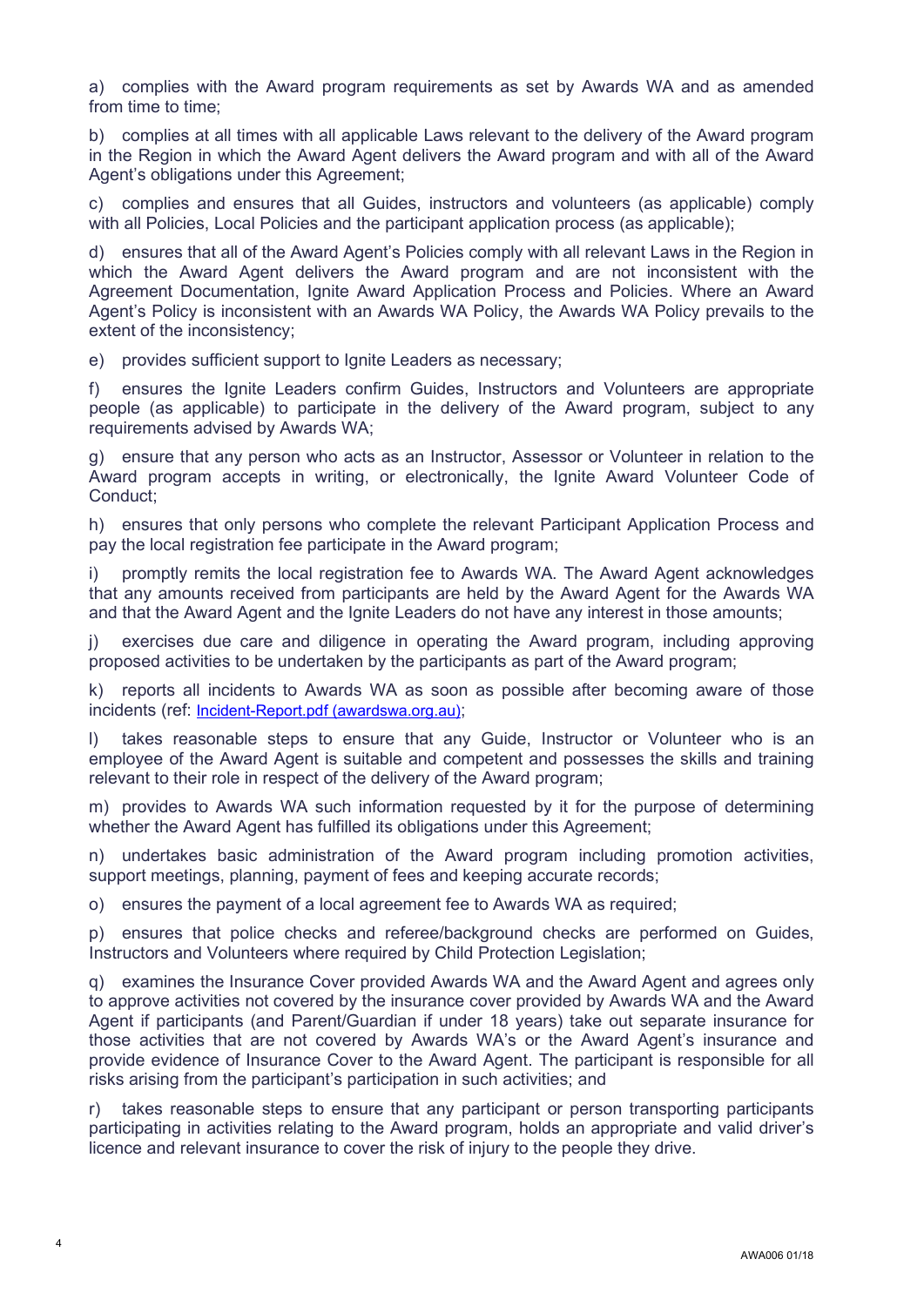a) complies with the Award program requirements as set by Awards WA and as amended from time to time;

b) complies at all times with all applicable Laws relevant to the delivery of the Award program in the Region in which the Award Agent delivers the Award program and with all of the Award Agent's obligations under this Agreement;

c) complies and ensures that all Guides, instructors and volunteers (as applicable) comply with all Policies, Local Policies and the participant application process (as applicable);

d) ensures that all of the Award Agent's Policies comply with all relevant Laws in the Region in which the Award Agent delivers the Award program and are not inconsistent with the Agreement Documentation, Ignite Award Application Process and Policies. Where an Award Agent's Policy is inconsistent with an Awards WA Policy, the Awards WA Policy prevails to the extent of the inconsistency;

e) provides sufficient support to Ignite Leaders as necessary;

f) ensures the Ignite Leaders confirm Guides, Instructors and Volunteers are appropriate people (as applicable) to participate in the delivery of the Award program, subject to any requirements advised by Awards WA;

g) ensure that any person who acts as an Instructor, Assessor or Volunteer in relation to the Award program accepts in writing, or electronically, the Ignite Award Volunteer Code of Conduct;

h) ensures that only persons who complete the relevant Participant Application Process and pay the local registration fee participate in the Award program;

i) promptly remits the local registration fee to Awards WA. The Award Agent acknowledges that any amounts received from participants are held by the Award Agent for the Awards WA and that the Award Agent and the Ignite Leaders do not have any interest in those amounts;

j) exercises due care and diligence in operating the Award program, including approving proposed activities to be undertaken by the participants as part of the Award program;

k) reports all incidents to Awards WA as soon as possible after becoming aware of those incidents (ref: Incident-Report.pdf (awardswa.org.au);

l) takes reasonable steps to ensure that any Guide, Instructor or Volunteer who is an employee of the Award Agent is suitable and competent and possesses the skills and training relevant to their role in respect of the delivery of the Award program;

m) provides to Awards WA such information requested by it for the purpose of determining whether the Award Agent has fulfilled its obligations under this Agreement;

n) undertakes basic administration of the Award program including promotion activities, support meetings, planning, payment of fees and keeping accurate records;

o) ensures the payment of a local agreement fee to Awards WA as required;

p) ensures that police checks and referee/background checks are performed on Guides, Instructors and Volunteers where required by Child Protection Legislation;

q) examines the Insurance Cover provided Awards WA and the Award Agent and agrees only to approve activities not covered by the insurance cover provided by Awards WA and the Award Agent if participants (and Parent/Guardian if under 18 years) take out separate insurance for those activities that are not covered by Awards WA's or the Award Agent's insurance and provide evidence of Insurance Cover to the Award Agent. The participant is responsible for all risks arising from the participant's participation in such activities; and

r) takes reasonable steps to ensure that any participant or person transporting participants participating in activities relating to the Award program, holds an appropriate and valid driver's licence and relevant insurance to cover the risk of injury to the people they drive.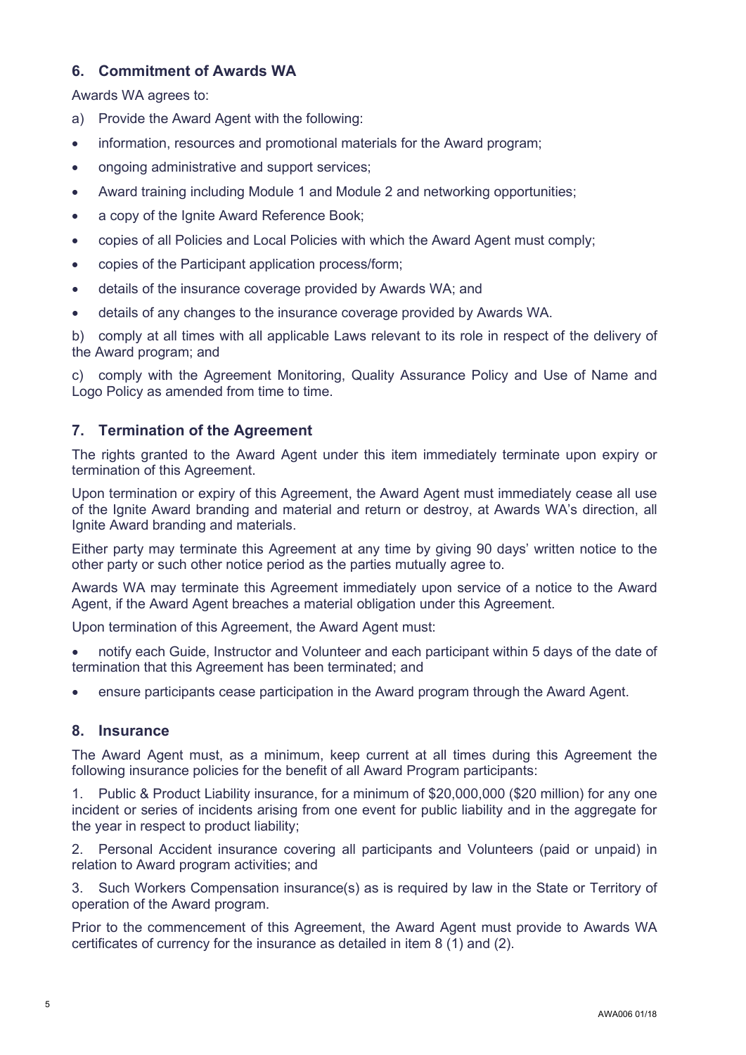## 6. Commitment of Awards WA

Awards WA agrees to:

a) Provide the Award Agent with the following:

- information, resources and promotional materials for the Award program;
- ongoing administrative and support services;
- Award training including Module 1 and Module 2 and networking opportunities;
- a copy of the Ignite Award Reference Book;
- copies of all Policies and Local Policies with which the Award Agent must comply;
- copies of the Participant application process/form;
- details of the insurance coverage provided by Awards WA; and
- details of any changes to the insurance coverage provided by Awards WA.

b) comply at all times with all applicable Laws relevant to its role in respect of the delivery of the Award program; and

c) comply with the Agreement Monitoring, Quality Assurance Policy and Use of Name and Logo Policy as amended from time to time.

## 7. Termination of the Agreement

The rights granted to the Award Agent under this item immediately terminate upon expiry or termination of this Agreement.

Upon termination or expiry of this Agreement, the Award Agent must immediately cease all use of the Ignite Award branding and material and return or destroy, at Awards WA's direction, all Ignite Award branding and materials.

Either party may terminate this Agreement at any time by giving 90 days' written notice to the other party or such other notice period as the parties mutually agree to.

Awards WA may terminate this Agreement immediately upon service of a notice to the Award Agent, if the Award Agent breaches a material obligation under this Agreement.

Upon termination of this Agreement, the Award Agent must:

- notify each Guide, Instructor and Volunteer and each participant within 5 days of the date of termination that this Agreement has been terminated; and
- ensure participants cease participation in the Award program through the Award Agent.

## 8. Insurance

The Award Agent must, as a minimum, keep current at all times during this Agreement the following insurance policies for the benefit of all Award Program participants:

1. Public & Product Liability insurance, for a minimum of $20,000,000 ($20 million) for any one incident or series of incidents arising from one event for public liability and in the aggregate for the year in respect to product liability;
2. Personal Accident insurance covering all participants and Volunteers (paid or unpaid) in relation to Award program activities; and
3. Such Workers Compensation insurance(s) as is required by law in the State or Territory of operation of the Award program.

Prior to the commencement of this Agreement, the Award Agent must provide to Awards WA certificates of currency for the insurance as detailed in item 8 (1) and (2).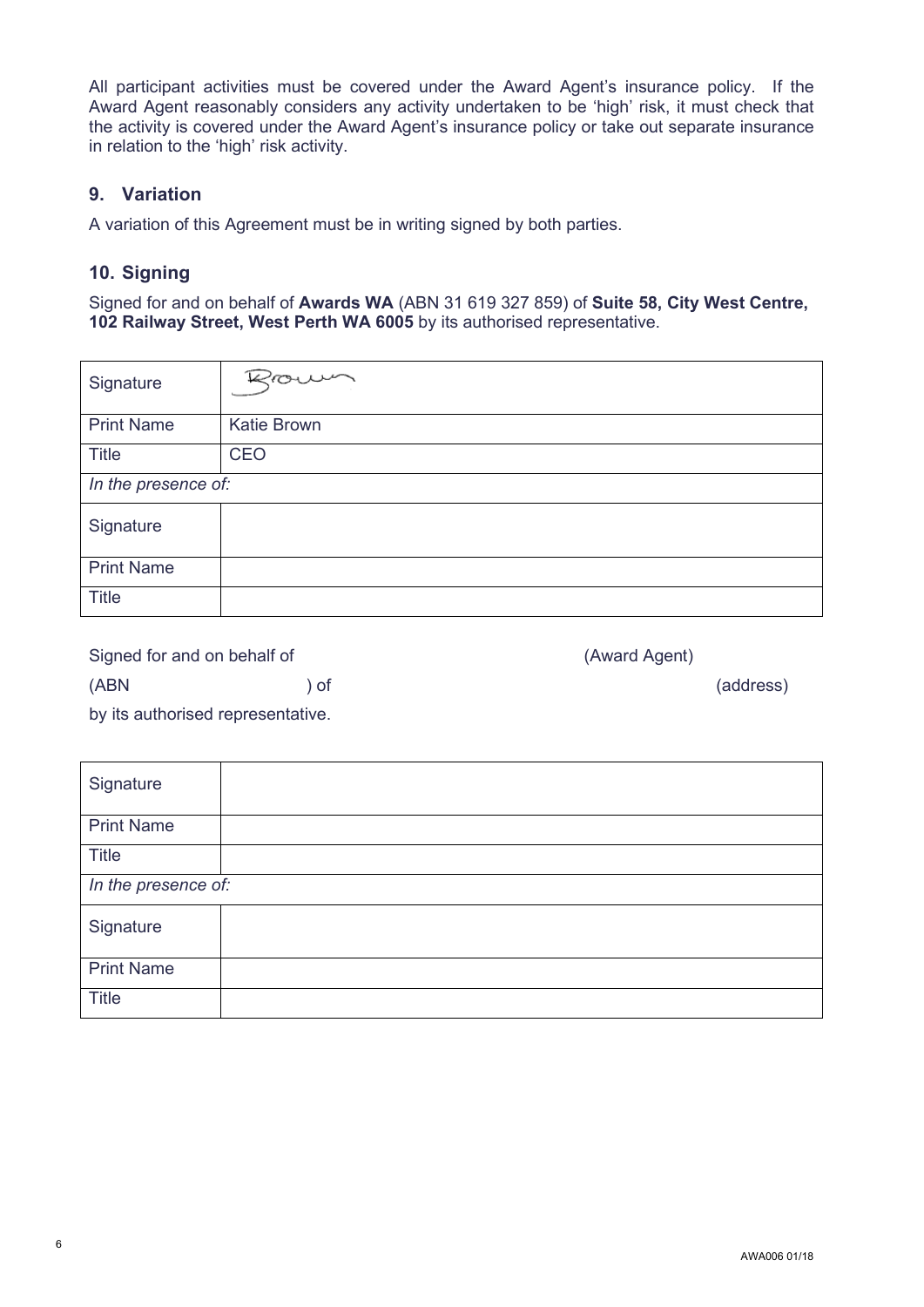All participant activities must be covered under the Award Agent's insurance policy. If the Award Agent reasonably considers any activity undertaken to be 'high' risk, it must check that the activity is covered under the Award Agent's insurance policy or take out separate insurance in relation to the 'high' risk activity.

## 9. Variation

A variation of this Agreement must be in writing signed by both parties.

## 10. Signing

Signed for and on behalf of **Awards WA** (ABN 31 619 327 859) of **Suite 58, City West Centre, 102 Railway Street, West Perth WA 6005** by its authorised representative.

| | |
|---|---|
| Signature | Brown |
| Print Name | Katie Brown |
| Title | CEO |
| *In the presence of:* | |
| Signature | |
| Print Name | |
| Title | |

Signed for and on behalf of (Award Agent)

(ABN ) of (address)

by its authorised representative.

| | |
|---|---|
| Signature | |
| Print Name | |
| Title | |
| *In the presence of:* | |
| Signature | |
| Print Name | |
| Title | |

AWA006 01/18